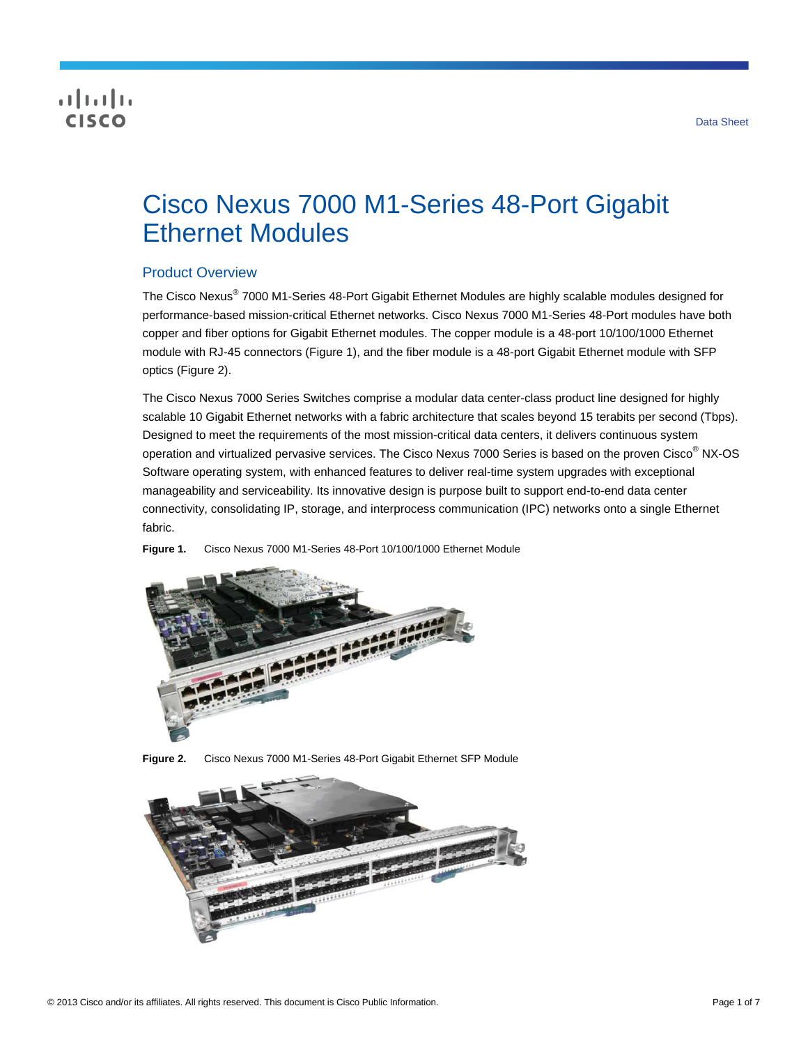# Cisco Nexus 7000 M1-Series 48-Port Gigabit Ethernet Modules

## Product Overview

The Cisco Nexus® 7000 M1-Series 48-Port Gigabit Ethernet Modules are highly scalable modules designed for performance-based mission-critical Ethernet networks. Cisco Nexus 7000 M1-Series 48-Port modules have both copper and fiber options for Gigabit Ethernet modules. The copper module is a 48-port 10/100/1000 Ethernet module with RJ-45 connectors (Figure 1), and the fiber module is a 48-port Gigabit Ethernet module with SFP optics (Figure 2).

The Cisco Nexus 7000 Series Switches comprise a modular data center-class product line designed for highly scalable 10 Gigabit Ethernet networks with a fabric architecture that scales beyond 15 terabits per second (Tbps). Designed to meet the requirements of the most mission-critical data centers, it delivers continuous system operation and virtualized pervasive services. The Cisco Nexus 7000 Series is based on the proven Cisco® NX-OS Software operating system, with enhanced features to deliver real-time system upgrades with exceptional manageability and serviceability. Its innovative design is purpose built to support end-to-end data center connectivity, consolidating IP, storage, and interprocess communication (IPC) networks onto a single Ethernet fabric.

**Figure 1.** Cisco Nexus 7000 M1-Series 48-Port 10/100/1000 Ethernet Module

**Figure 2.** Cisco Nexus 7000 M1-Series 48-Port Gigabit Ethernet SFP Module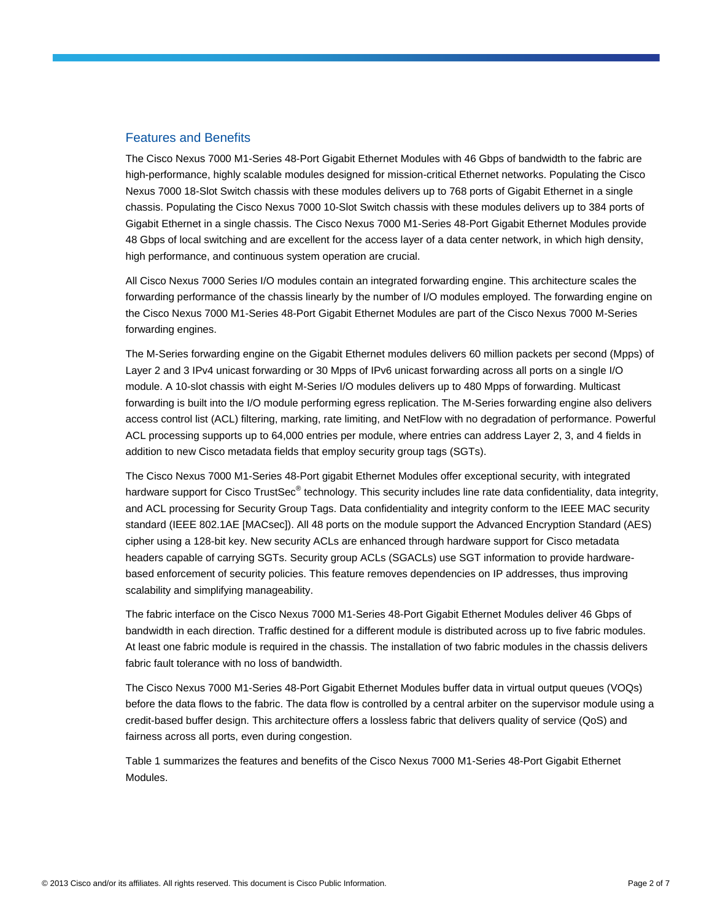## Features and Benefits

The Cisco Nexus 7000 M1-Series 48-Port Gigabit Ethernet Modules with 46 Gbps of bandwidth to the fabric are high-performance, highly scalable modules designed for mission-critical Ethernet networks. Populating the Cisco Nexus 7000 18-Slot Switch chassis with these modules delivers up to 768 ports of Gigabit Ethernet in a single chassis. Populating the Cisco Nexus 7000 10-Slot Switch chassis with these modules delivers up to 384 ports of Gigabit Ethernet in a single chassis. The Cisco Nexus 7000 M1-Series 48-Port Gigabit Ethernet Modules provide 48 Gbps of local switching and are excellent for the access layer of a data center network, in which high density, high performance, and continuous system operation are crucial.

All Cisco Nexus 7000 Series I/O modules contain an integrated forwarding engine. This architecture scales the forwarding performance of the chassis linearly by the number of I/O modules employed. The forwarding engine on the Cisco Nexus 7000 M1-Series 48-Port Gigabit Ethernet Modules are part of the Cisco Nexus 7000 M-Series forwarding engines.

The M-Series forwarding engine on the Gigabit Ethernet modules delivers 60 million packets per second (Mpps) of Layer 2 and 3 IPv4 unicast forwarding or 30 Mpps of IPv6 unicast forwarding across all ports on a single I/O module. A 10-slot chassis with eight M-Series I/O modules delivers up to 480 Mpps of forwarding. Multicast forwarding is built into the I/O module performing egress replication. The M-Series forwarding engine also delivers access control list (ACL) filtering, marking, rate limiting, and NetFlow with no degradation of performance. Powerful ACL processing supports up to 64,000 entries per module, where entries can address Layer 2, 3, and 4 fields in addition to new Cisco metadata fields that employ security group tags (SGTs).

The Cisco Nexus 7000 M1-Series 48-Port gigabit Ethernet Modules offer exceptional security, with integrated hardware support for Cisco TrustSec® technology. This security includes line rate data confidentiality, data integrity, and ACL processing for Security Group Tags. Data confidentiality and integrity conform to the IEEE MAC security standard (IEEE 802.1AE [MACsec]). All 48 ports on the module support the Advanced Encryption Standard (AES) cipher using a 128-bit key. New security ACLs are enhanced through hardware support for Cisco metadata headers capable of carrying SGTs. Security group ACLs (SGACLs) use SGT information to provide hardware-based enforcement of security policies. This feature removes dependencies on IP addresses, thus improving scalability and simplifying manageability.

The fabric interface on the Cisco Nexus 7000 M1-Series 48-Port Gigabit Ethernet Modules deliver 46 Gbps of bandwidth in each direction. Traffic destined for a different module is distributed across up to five fabric modules. At least one fabric module is required in the chassis. The installation of two fabric modules in the chassis delivers fabric fault tolerance with no loss of bandwidth.

The Cisco Nexus 7000 M1-Series 48-Port Gigabit Ethernet Modules buffer data in virtual output queues (VOQs) before the data flows to the fabric. The data flow is controlled by a central arbiter on the supervisor module using a credit-based buffer design. This architecture offers a lossless fabric that delivers quality of service (QoS) and fairness across all ports, even during congestion.

Table 1 summarizes the features and benefits of the Cisco Nexus 7000 M1-Series 48-Port Gigabit Ethernet Modules.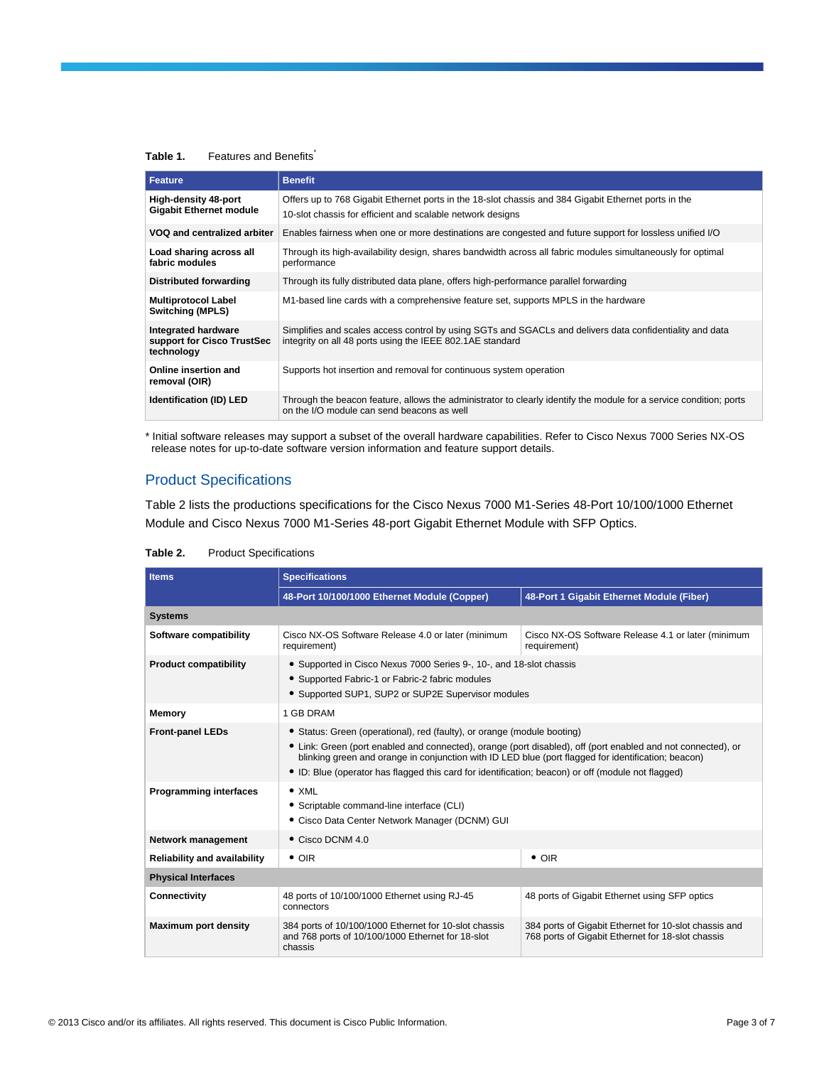**Table 1.** Features and Benefits*

| Feature | Benefit |
|---|---|
| **High-density 48-port Gigabit Ethernet module** | Offers up to 768 Gigabit Ethernet ports in the 18-slot chassis and 384 Gigabit Ethernet ports in the 10-slot chassis for efficient and scalable network designs |
| **VOQ and centralized arbiter** | Enables fairness when one or more destinations are congested and future support for lossless unified I/O |
| **Load sharing across all fabric modules** | Through its high-availability design, shares bandwidth across all fabric modules simultaneously for optimal performance |
| **Distributed forwarding** | Through its fully distributed data plane, offers high-performance parallel forwarding |
| **Multiprotocol Label Switching (MPLS)** | M1-based line cards with a comprehensive feature set, supports MPLS in the hardware |
| **Integrated hardware support for Cisco TrustSec technology** | Simplifies and scales access control by using SGTs and SGACLs and delivers data confidentiality and data integrity on all 48 ports using the IEEE 802.1AE standard |
| **Online insertion and removal (OIR)** | Supports hot insertion and removal for continuous system operation |
| **Identification (ID) LED** | Through the beacon feature, allows the administrator to clearly identify the module for a service condition; ports on the I/O module can send beacons as well |

\* Initial software releases may support a subset of the overall hardware capabilities. Refer to Cisco Nexus 7000 Series NX-OS release notes for up-to-date software version information and feature support details.

## Product Specifications

Table 2 lists the productions specifications for the Cisco Nexus 7000 M1-Series 48-Port 10/100/1000 Ethernet Module and Cisco Nexus 7000 M1-Series 48-port Gigabit Ethernet Module with SFP Optics.

**Table 2.** Product Specifications

| Items | Specifications | |
|---|---|---|
| | **48-Port 10/100/1000 Ethernet Module (Copper)** | **48-Port 1 Gigabit Ethernet Module (Fiber)** |
| **Systems** | | |
| **Software compatibility** | Cisco NX-OS Software Release 4.0 or later (minimum requirement) | Cisco NX-OS Software Release 4.1 or later (minimum requirement) |
| **Product compatibility** | • Supported in Cisco Nexus 7000 Series 9-, 10-, and 18-slot chassis<br>• Supported Fabric-1 or Fabric-2 fabric modules<br>• Supported SUP1, SUP2 or SUP2E Supervisor modules | |
| **Memory** | 1 GB DRAM | |
| **Front-panel LEDs** | • Status: Green (operational), red (faulty), or orange (module booting)<br>• Link: Green (port enabled and connected), orange (port disabled), off (port enabled and not connected), or blinking green and orange in conjunction with ID LED blue (port flagged for identification; beacon)<br>• ID: Blue (operator has flagged this card for identification; beacon) or off (module not flagged) | |
| **Programming interfaces** | • XML<br>• Scriptable command-line interface (CLI)<br>• Cisco Data Center Network Manager (DCNM) GUI | |
| **Network management** | • Cisco DCNM 4.0 | |
| **Reliability and availability** | • OIR | • OIR |
| **Physical Interfaces** | | |
| **Connectivity** | 48 ports of 10/100/1000 Ethernet using RJ-45 connectors | 48 ports of Gigabit Ethernet using SFP optics |
| **Maximum port density** | 384 ports of 10/100/1000 Ethernet for 10-slot chassis and 768 ports of 10/100/1000 Ethernet for 18-slot chassis | 384 ports of Gigabit Ethernet for 10-slot chassis and 768 ports of Gigabit Ethernet for 18-slot chassis |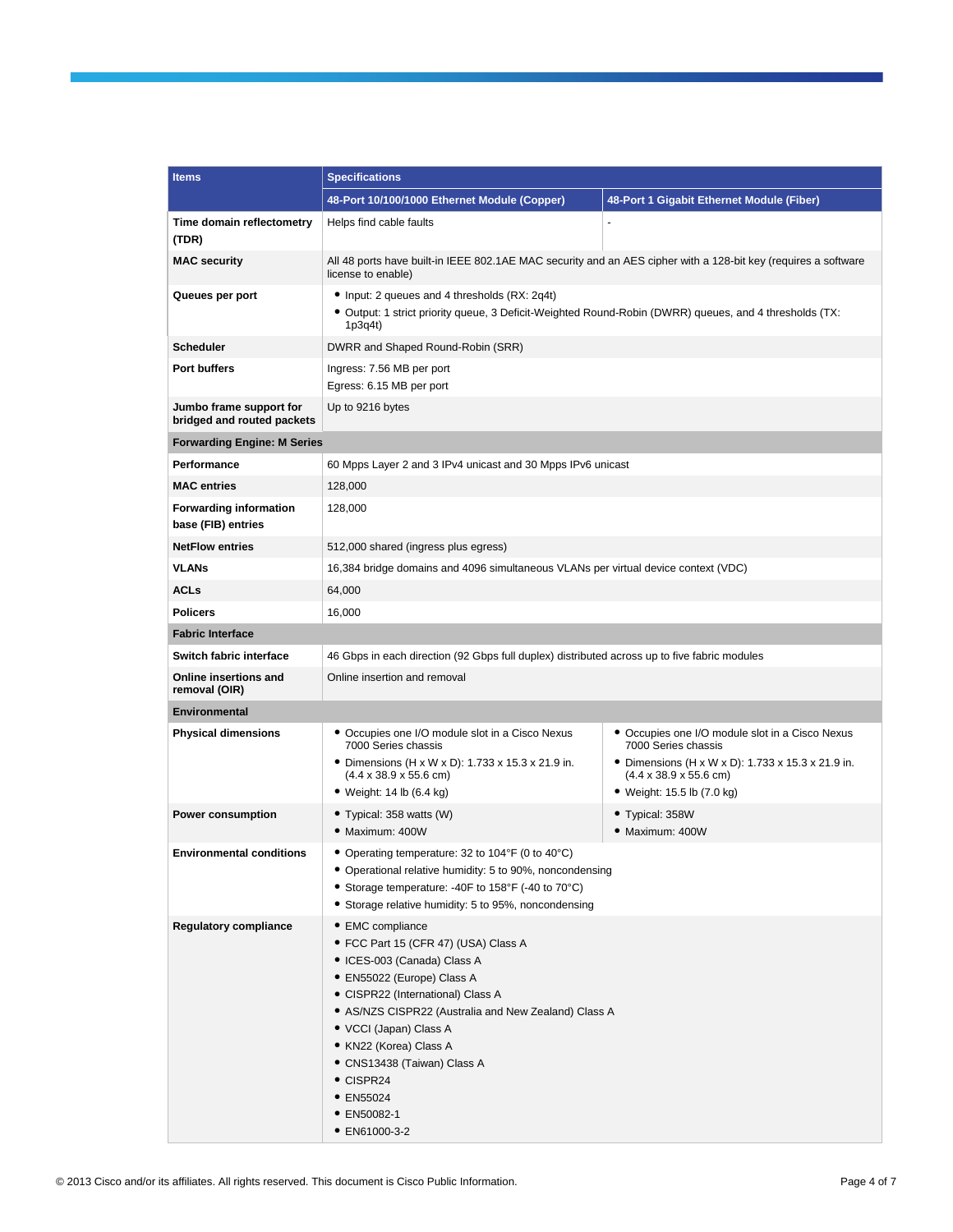| Items | Specifications | |
|---|---|---|
| | 48-Port 10/100/1000 Ethernet Module (Copper) | 48-Port 1 Gigabit Ethernet Module (Fiber) |
| **Time domain reflectometry (TDR)** | Helps find cable faults | - |
| **MAC security** | All 48 ports have built-in IEEE 802.1AE MAC security and an AES cipher with a 128-bit key (requires a software license to enable) | |
| **Queues per port** | • Input: 2 queues and 4 thresholds (RX: 2q4t)<br>• Output: 1 strict priority queue, 3 Deficit-Weighted Round-Robin (DWRR) queues, and 4 thresholds (TX: 1p3q4t) | |
| **Scheduler** | DWRR and Shaped Round-Robin (SRR) | |
| **Port buffers** | Ingress: 7.56 MB per port<br>Egress: 6.15 MB per port | |
| **Jumbo frame support for bridged and routed packets** | Up to 9216 bytes | |
| **Forwarding Engine: M Series** | | |
| **Performance** | 60 Mpps Layer 2 and 3 IPv4 unicast and 30 Mpps IPv6 unicast | |
| **MAC entries** | 128,000 | |
| **Forwarding information base (FIB) entries** | 128,000 | |
| **NetFlow entries** | 512,000 shared (ingress plus egress) | |
| **VLANs** | 16,384 bridge domains and 4096 simultaneous VLANs per virtual device context (VDC) | |
| **ACLs** | 64,000 | |
| **Policers** | 16,000 | |
| **Fabric Interface** | | |
| **Switch fabric interface** | 46 Gbps in each direction (92 Gbps full duplex) distributed across up to five fabric modules | |
| **Online insertions and removal (OIR)** | Online insertion and removal | |
| **Environmental** | | |
| **Physical dimensions** | • Occupies one I/O module slot in a Cisco Nexus 7000 Series chassis<br>• Dimensions (H x W x D): 1.733 x 15.3 x 21.9 in. (4.4 x 38.9 x 55.6 cm)<br>• Weight: 14 lb (6.4 kg) | • Occupies one I/O module slot in a Cisco Nexus 7000 Series chassis<br>• Dimensions (H x W x D): 1.733 x 15.3 x 21.9 in. (4.4 x 38.9 x 55.6 cm)<br>• Weight: 15.5 lb (7.0 kg) |
| **Power consumption** | • Typical: 358 watts (W)<br>• Maximum: 400W | • Typical: 358W<br>• Maximum: 400W |
| **Environmental conditions** | • Operating temperature: 32 to 104°F (0 to 40°C)<br>• Operational relative humidity: 5 to 90%, noncondensing<br>• Storage temperature: -40F to 158°F (-40 to 70°C)<br>• Storage relative humidity: 5 to 95%, noncondensing | |
| **Regulatory compliance** | • EMC compliance<br>• FCC Part 15 (CFR 47) (USA) Class A<br>• ICES-003 (Canada) Class A<br>• EN55022 (Europe) Class A<br>• CISPR22 (International) Class A<br>• AS/NZS CISPR22 (Australia and New Zealand) Class A<br>• VCCI (Japan) Class A<br>• KN22 (Korea) Class A<br>• CNS13438 (Taiwan) Class A<br>• CISPR24<br>• EN55024<br>• EN50082-1<br>• EN61000-3-2 | |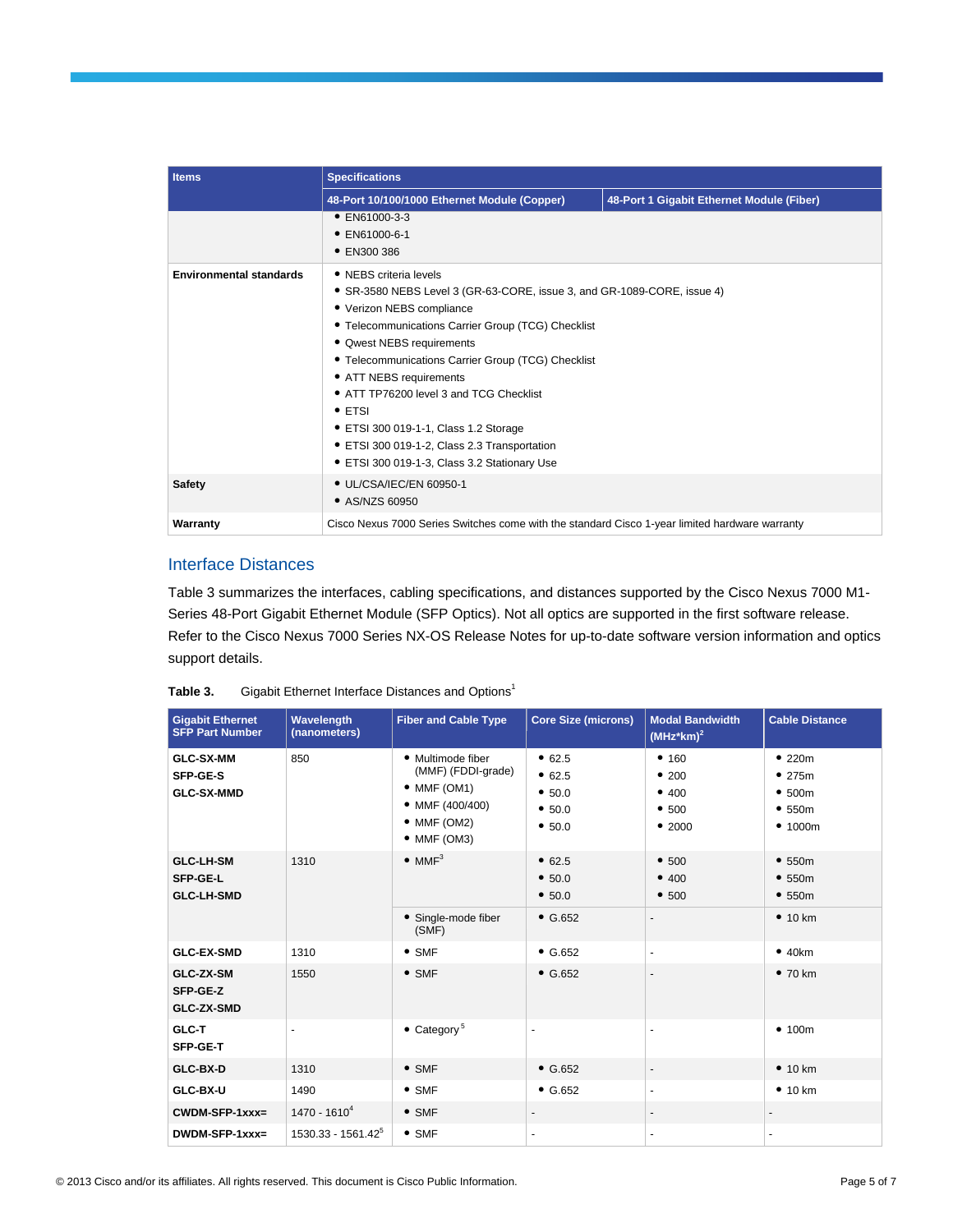| Items | Specifications | |
|---|---|---|
| | 48-Port 10/100/1000 Ethernet Module (Copper) | 48-Port 1 Gigabit Ethernet Module (Fiber) |
| | • EN61000-3-3<br>• EN61000-6-1<br>• EN300 386 | |
| **Environmental standards** | • NEBS criteria levels<br>• SR-3580 NEBS Level 3 (GR-63-CORE, issue 3, and GR-1089-CORE, issue 4)<br>• Verizon NEBS compliance<br>• Telecommunications Carrier Group (TCG) Checklist<br>• Qwest NEBS requirements<br>• Telecommunications Carrier Group (TCG) Checklist<br>• ATT NEBS requirements<br>• ATT TP76200 level 3 and TCG Checklist<br>• ETSI<br>• ETSI 300 019-1-1, Class 1.2 Storage<br>• ETSI 300 019-1-2, Class 2.3 Transportation<br>• ETSI 300 019-1-3, Class 3.2 Stationary Use | |
| **Safety** | • UL/CSA/IEC/EN 60950-1<br>• AS/NZS 60950 | |
| **Warranty** | Cisco Nexus 7000 Series Switches come with the standard Cisco 1-year limited hardware warranty | |

## Interface Distances

Table 3 summarizes the interfaces, cabling specifications, and distances supported by the Cisco Nexus 7000 M1-Series 48-Port Gigabit Ethernet Module (SFP Optics). Not all optics are supported in the first software release. Refer to the Cisco Nexus 7000 Series NX-OS Release Notes for up-to-date software version information and optics support details.

**Table 3.** Gigabit Ethernet Interface Distances and Options[1]

| Gigabit Ethernet SFP Part Number | Wavelength (nanometers) | Fiber and Cable Type | Core Size (microns) | Modal Bandwidth (MHz*km)[2] | Cable Distance |
|---|---|---|---|---|---|
| **GLC-SX-MM**<br>**SFP-GE-S**<br>**GLC-SX-MMD** | 850 | • Multimode fiber (MMF) (FDDI-grade)<br>• MMF (OM1)<br>• MMF (400/400)<br>• MMF (OM2)<br>• MMF (OM3) | • 62.5<br>• 62.5<br>• 50.0<br>• 50.0<br>• 50.0 | • 160<br>• 200<br>• 400<br>• 500<br>• 2000 | • 220m<br>• 275m<br>• 500m<br>• 550m<br>• 1000m |
| **GLC-LH-SM**<br>**SFP-GE-L**<br>**GLC-LH-SMD** | 1310 | • MMF[3] | • 62.5<br>• 50.0<br>• 50.0 | • 500<br>• 400<br>• 500 | • 550m<br>• 550m<br>• 550m |
| | | • Single-mode fiber (SMF) | • G.652 | - | • 10 km |
| **GLC-EX-SMD** | 1310 | • SMF | • G.652 | - | • 40km |
| **GLC-ZX-SM**<br>**SFP-GE-Z**<br>**GLC-ZX-SMD** | 1550 | • SMF | • G.652 | - | • 70 km |
| **GLC-T**<br>**SFP-GE-T** | - | • Category[5] | - | - | • 100m |
| **GLC-BX-D** | 1310 | • SMF | • G.652 | - | • 10 km |
| **GLC-BX-U** | 1490 | • SMF | • G.652 | - | • 10 km |
| **CWDM-SFP-1xxx=** | 1470 - 1610[4] | • SMF | - | - | - |
| **DWDM-SFP-1xxx=** | 1530.33 - 1561.42[5] | • SMF | - | - | - |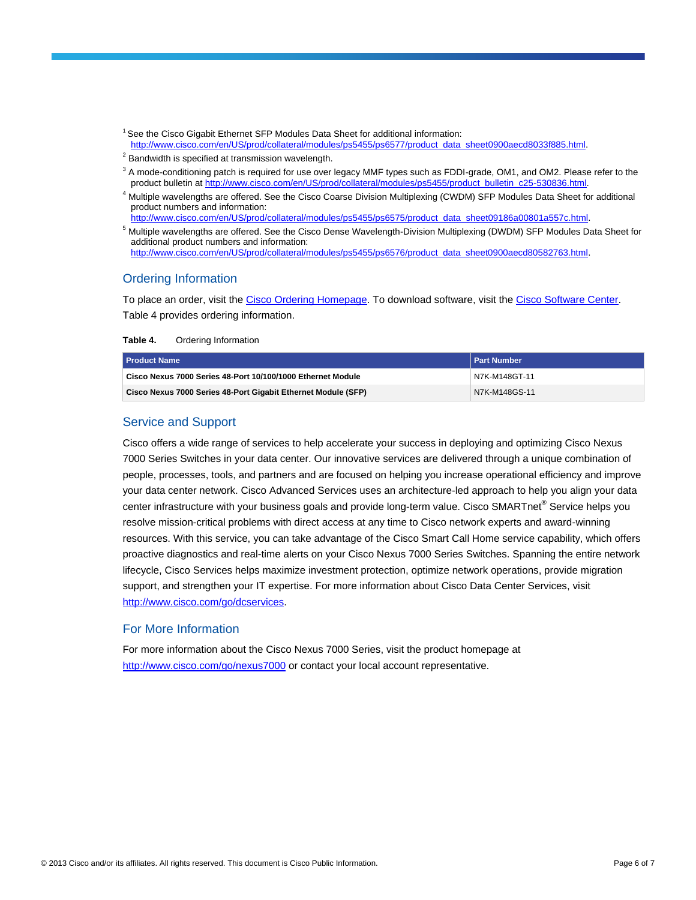[1] See the Cisco Gigabit Ethernet SFP Modules Data Sheet for additional information: http://www.cisco.com/en/US/prod/collateral/modules/ps5455/ps6577/product_data_sheet0900aecd8033f885.html.

[2] Bandwidth is specified at transmission wavelength.

[3] A mode-conditioning patch is required for use over legacy MMF types such as FDDI-grade, OM1, and OM2. Please refer to the product bulletin at http://www.cisco.com/en/US/prod/collateral/modules/ps5455/product_bulletin_c25-530836.html.

[4] Multiple wavelengths are offered. See the Cisco Coarse Division Multiplexing (CWDM) SFP Modules Data Sheet for additional product numbers and information: http://www.cisco.com/en/US/prod/collateral/modules/ps5455/ps6575/product_data_sheet09186a00801a557c.html.

[5] Multiple wavelengths are offered. See the Cisco Dense Wavelength-Division Multiplexing (DWDM) SFP Modules Data Sheet for additional product numbers and information: http://www.cisco.com/en/US/prod/collateral/modules/ps5455/ps6576/product_data_sheet0900aecd80582763.html.

## Ordering Information

To place an order, visit the Cisco Ordering Homepage. To download software, visit the Cisco Software Center. Table 4 provides ordering information.

**Table 4.** Ordering Information

| Product Name | Part Number |
| --- | --- |
| **Cisco Nexus 7000 Series 48-Port 10/100/1000 Ethernet Module** | N7K-M148GT-11 |
| **Cisco Nexus 7000 Series 48-Port Gigabit Ethernet Module (SFP)** | N7K-M148GS-11 |

## Service and Support

Cisco offers a wide range of services to help accelerate your success in deploying and optimizing Cisco Nexus 7000 Series Switches in your data center. Our innovative services are delivered through a unique combination of people, processes, tools, and partners and are focused on helping you increase operational efficiency and improve your data center network. Cisco Advanced Services uses an architecture-led approach to help you align your data center infrastructure with your business goals and provide long-term value. Cisco SMARTnet® Service helps you resolve mission-critical problems with direct access at any time to Cisco network experts and award-winning resources. With this service, you can take advantage of the Cisco Smart Call Home service capability, which offers proactive diagnostics and real-time alerts on your Cisco Nexus 7000 Series Switches. Spanning the entire network lifecycle, Cisco Services helps maximize investment protection, optimize network operations, provide migration support, and strengthen your IT expertise. For more information about Cisco Data Center Services, visit http://www.cisco.com/go/dcservices.

## For More Information

For more information about the Cisco Nexus 7000 Series, visit the product homepage at http://www.cisco.com/go/nexus7000 or contact your local account representative.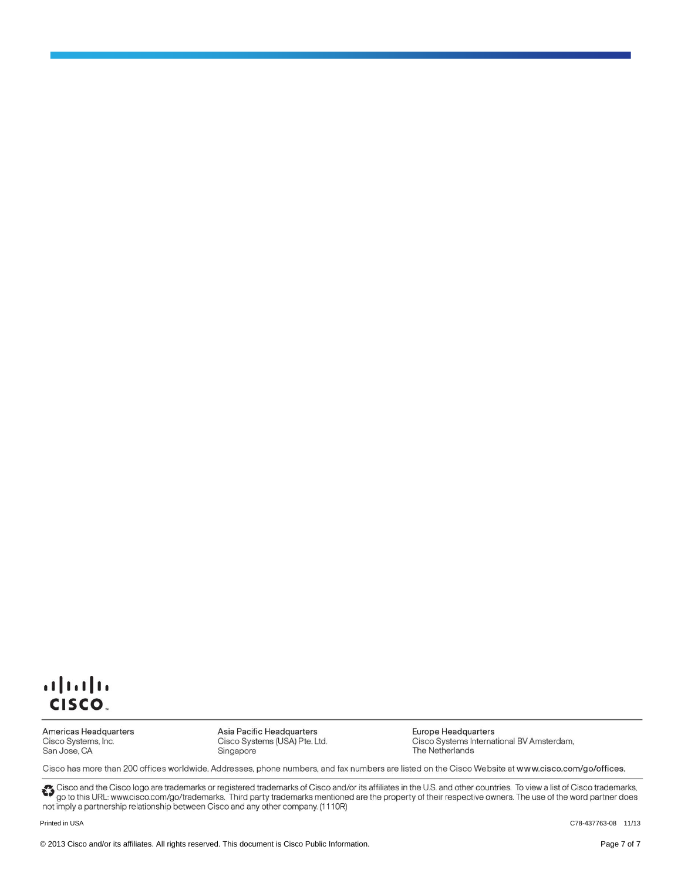Americas Headquarters
Cisco Systems, Inc.
San Jose, CA

Asia Pacific Headquarters
Cisco Systems (USA) Pte. Ltd.
Singapore

Europe Headquarters
Cisco Systems International BV Amsterdam,
The Netherlands

Cisco has more than 200 offices worldwide. Addresses, phone numbers, and fax numbers are listed on the Cisco Website at **www.cisco.com/go/offices.**

Cisco and the Cisco logo are trademarks or registered trademarks of Cisco and/or its affiliates in the U.S. and other countries. To view a list of Cisco trademarks, go to this URL: www.cisco.com/go/trademarks. Third party trademarks mentioned are the property of their respective owners. The use of the word partner does not imply a partnership relationship between Cisco and any other company. (1110R)

Printed in USA

C78-437763-08 11/13

© 2013 Cisco and/or its affiliates. All rights reserved. This document is Cisco Public Information.